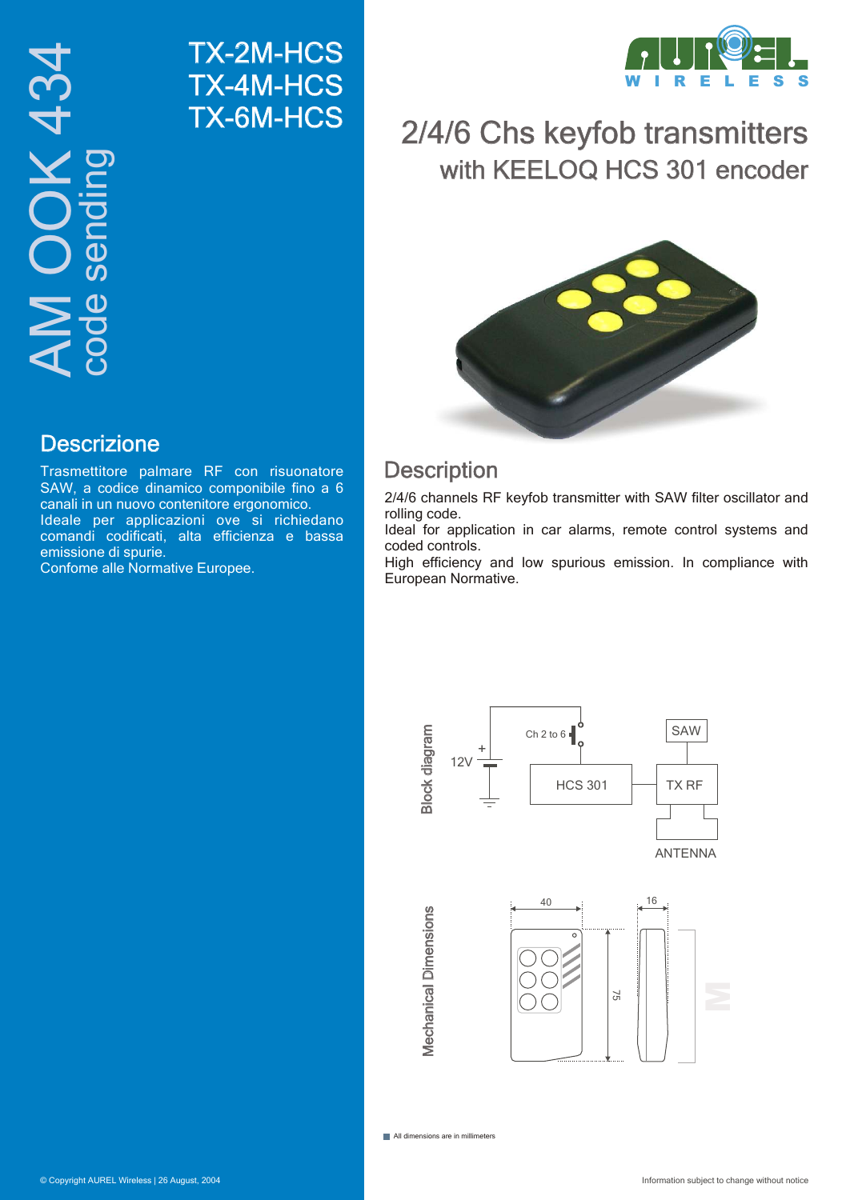# TX-2M-HCS
# TX-4M-HCS
# TX-6M-HCS

AM OOK 434
code sending

AUREL WIRELESS

## 2/4/6 Chs keyfob transmitters
### with KEELOQ HCS 301 encoder

## Descrizione

Trasmettitore palmare RF con risuonatore SAW, a codice dinamico componibile fino a 6 canali in un nuovo contenitore ergonomico.
Ideale per applicazioni ove si richiedano comandi codificati, alta efficienza e bassa emissione di spurie.
Confome alle Normative Europee.

## Description

2/4/6 channels RF keyfob transmitter with SAW filter oscillator and rolling code.
Ideal for application in car alarms, remote control systems and coded controls.
High efficiency and low spurious emission. In compliance with European Normative.

### Block diagram

12V, +, Ch 2 to 6, HCS 301, SAW, TX RF, ANTENNA

### Mechanical Dimensions

40, 16, 75

All dimensions are in millimeters

© Copyright AUREL Wireless | 26 August, 2004

Information subject to change without notice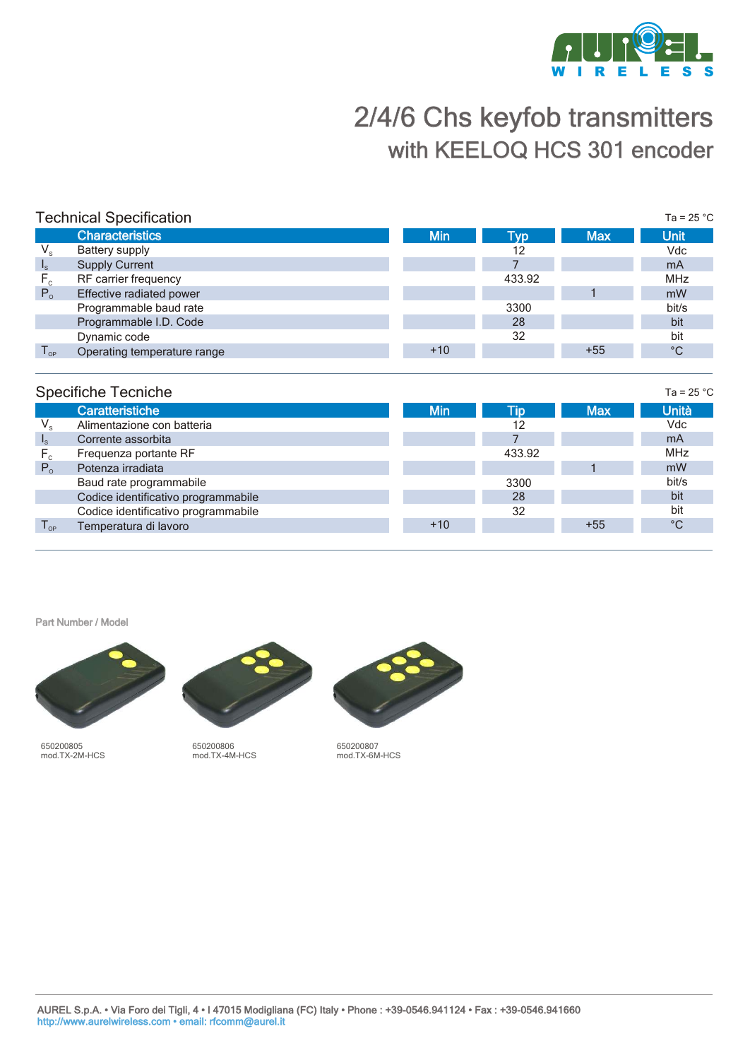# 2/4/6 Chs keyfob transmitters
## with KEELOQ HCS 301 encoder

## Technical Specification

Ta = 25 °C

| | Characteristics | Min | Typ | Max | Unit |
|---|---|---|---|---|---|
| $V_S$ | Battery supply | | 12 | | Vdc |
| $I_S$ | Supply Current | | 7 | | mA |
| $F_C$ | RF carrier frequency | | 433.92 | | MHz |
| $P_O$ | Effective radiated power | | | 1 | mW |
| | Programmable baud rate | | 3300 | | bit/s |
| | Programmable I.D. Code | | 28 | | bit |
| | Dynamic code | | 32 | | bit |
| $T_{OP}$ | Operating temperature range | +10 | | +55 | °C |

## Specifiche Tecniche

Ta = 25 °C

| | Caratteristiche | Min | Tip | Max | Unità |
|---|---|---|---|---|---|
| $V_S$ | Alimentazione con batteria | | 12 | | Vdc |
| $I_S$ | Corrente assorbita | | 7 | | mA |
| $F_C$ | Frequenza portante RF | | 433.92 | | MHz |
| $P_O$ | Potenza irradiata | | | 1 | mW |
| | Baud rate programmabile | | 3300 | | bit/s |
| | Codice identificativo programmabile | | 28 | | bit |
| | Codice identificativo programmabile | | 32 | | bit |
| $T_{OP}$ | Temperatura di lavoro | +10 | | +55 | °C |

Part Number / Model

650200805
mod.TX-2M-HCS

650200806
mod.TX-4M-HCS

650200807
mod.TX-6M-HCS

AUREL S.p.A. • Via Foro dei Tigli, 4 • I 47015 Modigliana (FC) Italy • Phone : +39-0546.941124 • Fax : +39-0546.941660
http://www.aurelwireless.com • email: rfcomm@aurel.it